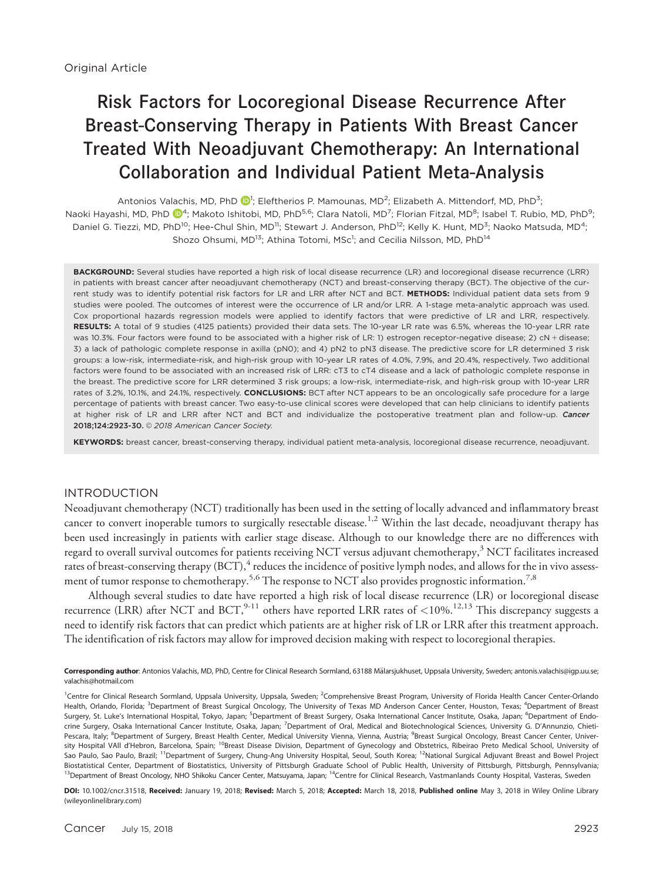Original Article

# Risk Factors for Locoregional Disease Recurrence After Breast-Conserving Therapy in Patients With Breast Cancer Treated With Neoadjuvant Chemotherapy: An International Collaboration and Individual Patient Meta-Analysis

Antonios Valachis, MD, PhD[1]; Eleftherios P. Mamounas, MD[2]; Elizabeth A. Mittendorf, MD, PhD[3]; Naoki Hayashi, MD, PhD[4]; Makoto Ishitobi, MD, PhD[5,6]; Clara Natoli, MD[7]; Florian Fitzal, MD[8]; Isabel T. Rubio, MD, PhD[9]; Daniel G. Tiezzi, MD, PhD[10]; Hee-Chul Shin, MD[11]; Stewart J. Anderson, PhD[12]; Kelly K. Hunt, MD[3]; Naoko Matsuda, MD[4]; Shozo Ohsumi, MD[13]; Athina Totomi, MSc[1]; and Cecilia Nilsson, MD, PhD[14]

**BACKGROUND:** Several studies have reported a high risk of local disease recurrence (LR) and locoregional disease recurrence (LRR) in patients with breast cancer after neoadjuvant chemotherapy (NCT) and breast-conserving therapy (BCT). The objective of the current study was to identify potential risk factors for LR and LRR after NCT and BCT. **METHODS:** Individual patient data sets from 9 studies were pooled. The outcomes of interest were the occurrence of LR and/or LRR. A 1-stage meta-analytic approach was used. Cox proportional hazards regression models were applied to identify factors that were predictive of LR and LRR. **RESULTS:** A total of 9 studies (4125 patients) provided their data sets. The 10-year LR rate was 6.5%, whereas the 10-year LRR rate was 10.3%. Four factors were found to be associated with a higher risk of LR: 1) estrogen receptor-negative disease; 2) cN + disease; 3) a lack of pathologic complete response in axilla (pN0); and 4) pN2 to pN3 disease. The predictive score for LR determined 3 risk groups: a low-risk, intermediate-risk, and high-risk group with 10-year LR rates of 4.0%, 7.9%, and 20.4%, respectively. Two additional factors were found to be associated with an increased risk of LRR: cT3 to cT4 disease and a lack of pathologic complete response in the breast. The predictive score for LRR determined 3 risk groups; a low-risk, intermediate-risk, and high-risk group with 10-year LRR rates of 3.2%, 10.1%, and 24.1%, respectively. **CONCLUSIONS:** BCT after NCT appears to be an oncologically safe procedure for a large percentage of patients with breast cancer. Two easy-to-use clinical scores were developed that can help clinicians to identify patients at higher risk of LR and LRR after NCT and BCT and individualize the postoperative treatment plan and follow-up. ***Cancer* 2018;124:2923-30.** *© 2018 American Cancer Society.*

**KEYWORDS:** breast cancer, breast-conserving therapy, individual patient meta-analysis, locoregional disease recurrence, neoadjuvant.

## INTRODUCTION

Neoadjuvant chemotherapy (NCT) traditionally has been used in the setting of locally advanced and inflammatory breast cancer to convert inoperable tumors to surgically resectable disease.[1,2] Within the last decade, neoadjuvant therapy has been used increasingly in patients with earlier stage disease. Although to our knowledge there are no differences with regard to overall survival outcomes for patients receiving NCT versus adjuvant chemotherapy,[3] NCT facilitates increased rates of breast-conserving therapy (BCT),[4] reduces the incidence of positive lymph nodes, and allows for the in vivo assessment of tumor response to chemotherapy.[5,6] The response to NCT also provides prognostic information.[7,8]

Although several studies to date have reported a high risk of local disease recurrence (LR) or locoregional disease recurrence (LRR) after NCT and BCT,[9-11] others have reported LRR rates of <10%.[12,13] This discrepancy suggests a need to identify risk factors that can predict which patients are at higher risk of LR or LRR after this treatment approach. The identification of risk factors may allow for improved decision making with respect to locoregional therapies.

**Corresponding author**: Antonios Valachis, MD, PhD, Centre for Clinical Research Sormland, 63188 Mälarsjukhuset, Uppsala University, Sweden; antonis.valachis@igp.uu.se; valachis@hotmail.com

[1]Centre for Clinical Research Sormland, Uppsala University, Uppsala, Sweden; [2]Comprehensive Breast Program, University of Florida Health Cancer Center-Orlando Health, Orlando, Florida; [3]Department of Breast Surgical Oncology, The University of Texas MD Anderson Cancer Center, Houston, Texas; [4]Department of Breast Surgery, St. Luke's International Hospital, Tokyo, Japan; [5]Department of Breast Surgery, Osaka International Cancer Institute, Osaka, Japan; [6]Department of Endocrine Surgery, Osaka International Cancer Institute, Osaka, Japan; [7]Department of Oral, Medical and Biotechnological Sciences, University G. D'Annunzio, Chieti-Pescara, Italy; [8]Department of Surgery, Breast Health Center, Medical University Vienna, Vienna, Austria; [9]Breast Surgical Oncology, Breast Cancer Center, University Hospital VAll d'Hebron, Barcelona, Spain; [10]Breast Disease Division, Department of Gynecology and Obstetrics, Ribeirao Preto Medical School, University of Sao Paulo, Sao Paulo, Brazil; [11]Department of Surgery, Chung-Ang University Hospital, Seoul, South Korea; [12]National Surgical Adjuvant Breast and Bowel Project Biostatistical Center, Department of Biostatistics, University of Pittsburgh Graduate School of Public Health, University of Pittsburgh, Pittsburgh, Pennsylvania; [13]Department of Breast Oncology, NHO Shikoku Cancer Center, Matsuyama, Japan; [14]Centre for Clinical Research, Vastmanlands County Hospital, Vasteras, Sweden

**DOI:** 10.1002/cncr.31518, **Received:** January 19, 2018; **Revised:** March 5, 2018; **Accepted:** March 18, 2018, **Published online** May 3, 2018 in Wiley Online Library (wileyonlinelibrary.com)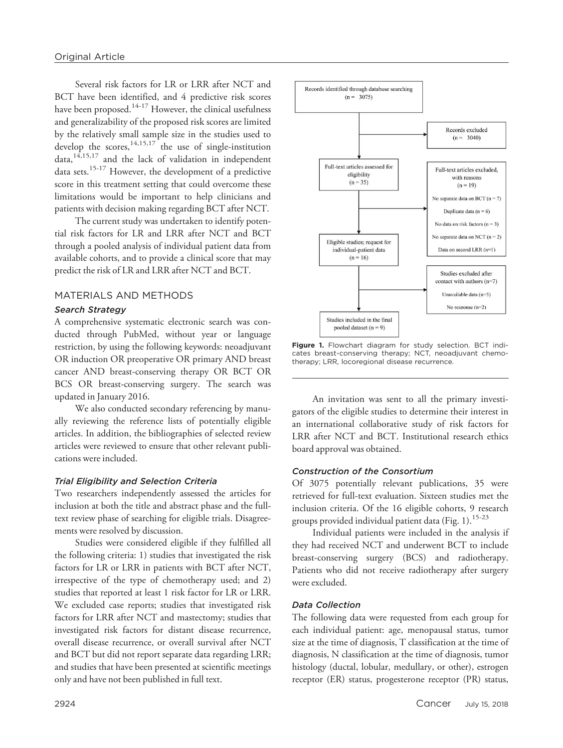Several risk factors for LR or LRR after NCT and BCT have been identified, and 4 predictive risk scores have been proposed.[14-17] However, the clinical usefulness and generalizability of the proposed risk scores are limited by the relatively small sample size in the studies used to develop the scores,[14,15,17] the use of single-institution data,[14,15,17] and the lack of validation in independent data sets.[15-17] However, the development of a predictive score in this treatment setting that could overcome these limitations would be important to help clinicians and patients with decision making regarding BCT after NCT.

The current study was undertaken to identify potential risk factors for LR and LRR after NCT and BCT through a pooled analysis of individual patient data from available cohorts, and to provide a clinical score that may predict the risk of LR and LRR after NCT and BCT.

## MATERIALS AND METHODS

### *Search Strategy*

A comprehensive systematic electronic search was conducted through PubMed, without year or language restriction, by using the following keywords: neoadjuvant OR induction OR preoperative OR primary AND breast cancer AND breast-conserving therapy OR BCT OR BCS OR breast-conserving surgery. The search was updated in January 2016.

We also conducted secondary referencing by manually reviewing the reference lists of potentially eligible articles. In addition, the bibliographies of selected review articles were reviewed to ensure that other relevant publications were included.

### *Trial Eligibility and Selection Criteria*

Two researchers independently assessed the articles for inclusion at both the title and abstract phase and the full-text review phase of searching for eligible trials. Disagreements were resolved by discussion.

Studies were considered eligible if they fulfilled all the following criteria: 1) studies that investigated the risk factors for LR or LRR in patients with BCT after NCT, irrespective of the type of chemotherapy used; and 2) studies that reported at least 1 risk factor for LR or LRR. We excluded case reports; studies that investigated risk factors for LRR after NCT and mastectomy; studies that investigated risk factors for distant disease recurrence, overall disease recurrence, or overall survival after NCT and BCT but did not report separate data regarding LRR; and studies that have been presented at scientific meetings only and have not been published in full text.

Records identified through database searching (n = 3075)

Records excluded (n = 3040)

Full-text articles assessed for eligibility (n = 35)

Full-text articles excluded, with reasons (n = 19)

No separate data on BCT (n = 7)

Duplicate data (n = 6)

No data on risk factors (n = 3)

No separate data on NCT (n = 2)

Data on second LRR (n=1)

Eligible studies; request for individual-patient data (n = 16)

Studies excluded after contact with authors (n=7)

Unavailable data (n=5)

No response (n=2)

Studies included in the final pooled dataset (n = 9)

**Figure 1.** Flowchart diagram for study selection. BCT indicates breast-conserving therapy; NCT, neoadjuvant chemotherapy; LRR, locoregional disease recurrence.

An invitation was sent to all the primary investigators of the eligible studies to determine their interest in an international collaborative study of risk factors for LRR after NCT and BCT. Institutional research ethics board approval was obtained.

### *Construction of the Consortium*

Of 3075 potentially relevant publications, 35 were retrieved for full-text evaluation. Sixteen studies met the inclusion criteria. Of the 16 eligible cohorts, 9 research groups provided individual patient data (Fig. 1).[15-23]

Individual patients were included in the analysis if they had received NCT and underwent BCT to include breast-conserving surgery (BCS) and radiotherapy. Patients who did not receive radiotherapy after surgery were excluded.

### *Data Collection*

The following data were requested from each group for each individual patient: age, menopausal status, tumor size at the time of diagnosis, T classification at the time of diagnosis, N classification at the time of diagnosis, tumor histology (ductal, lobular, medullary, or other), estrogen receptor (ER) status, progesterone receptor (PR) status,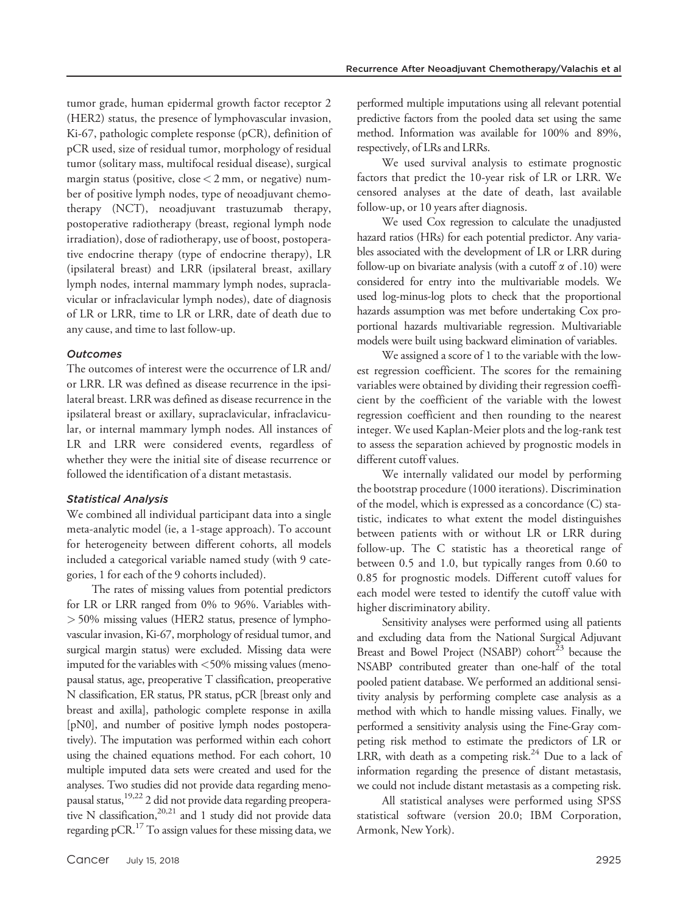tumor grade, human epidermal growth factor receptor 2 (HER2) status, the presence of lymphovascular invasion, Ki-67, pathologic complete response (pCR), definition of pCR used, size of residual tumor, morphology of residual tumor (solitary mass, multifocal residual disease), surgical margin status (positive, close < 2 mm, or negative) number of positive lymph nodes, type of neoadjuvant chemotherapy (NCT), neoadjuvant trastuzumab therapy, postoperative radiotherapy (breast, regional lymph node irradiation), dose of radiotherapy, use of boost, postoperative endocrine therapy (type of endocrine therapy), LR (ipsilateral breast) and LRR (ipsilateral breast, axillary lymph nodes, internal mammary lymph nodes, supraclavicular or infraclavicular lymph nodes), date of diagnosis of LR or LRR, time to LR or LRR, date of death due to any cause, and time to last follow-up.

### *Outcomes*

The outcomes of interest were the occurrence of LR and/or LRR. LR was defined as disease recurrence in the ipsilateral breast. LRR was defined as disease recurrence in the ipsilateral breast or axillary, supraclavicular, infraclavicular, or internal mammary lymph nodes. All instances of LR and LRR were considered events, regardless of whether they were the initial site of disease recurrence or followed the identification of a distant metastasis.

### *Statistical Analysis*

We combined all individual participant data into a single meta-analytic model (ie, a 1-stage approach). To account for heterogeneity between different cohorts, all models included a categorical variable named study (with 9 categories, 1 for each of the 9 cohorts included).

The rates of missing values from potential predictors for LR or LRR ranged from 0% to 96%. Variables with > 50% missing values (HER2 status, presence of lymphovascular invasion, Ki-67, morphology of residual tumor, and surgical margin status) were excluded. Missing data were imputed for the variables with <50% missing values (menopausal status, age, preoperative T classification, preoperative N classification, ER status, PR status, pCR [breast only and breast and axilla], pathologic complete response in axilla [pN0], and number of positive lymph nodes postoperatively). The imputation was performed within each cohort using the chained equations method. For each cohort, 10 multiple imputed data sets were created and used for the analyses. Two studies did not provide data regarding menopausal status,[19,22] 2 did not provide data regarding preoperative N classification,[20,21] and 1 study did not provide data regarding pCR.[17] To assign values for these missing data, we performed multiple imputations using all relevant potential predictive factors from the pooled data set using the same method. Information was available for 100% and 89%, respectively, of LRs and LRRs.

We used survival analysis to estimate prognostic factors that predict the 10-year risk of LR or LRR. We censored analyses at the date of death, last available follow-up, or 10 years after diagnosis.

We used Cox regression to calculate the unadjusted hazard ratios (HRs) for each potential predictor. Any variables associated with the development of LR or LRR during follow-up on bivariate analysis (with a cutoff $\alpha$ of .10) were considered for entry into the multivariable models. We used log-minus-log plots to check that the proportional hazards assumption was met before undertaking Cox proportional hazards multivariable regression. Multivariable models were built using backward elimination of variables.

We assigned a score of 1 to the variable with the lowest regression coefficient. The scores for the remaining variables were obtained by dividing their regression coefficient by the coefficient of the variable with the lowest regression coefficient and then rounding to the nearest integer. We used Kaplan-Meier plots and the log-rank test to assess the separation achieved by prognostic models in different cutoff values.

We internally validated our model by performing the bootstrap procedure (1000 iterations). Discrimination of the model, which is expressed as a concordance (C) statistic, indicates to what extent the model distinguishes between patients with or without LR or LRR during follow-up. The C statistic has a theoretical range of between 0.5 and 1.0, but typically ranges from 0.60 to 0.85 for prognostic models. Different cutoff values for each model were tested to identify the cutoff value with higher discriminatory ability.

Sensitivity analyses were performed using all patients and excluding data from the National Surgical Adjuvant Breast and Bowel Project (NSABP) cohort[23] because the NSABP contributed greater than one-half of the total pooled patient database. We performed an additional sensitivity analysis by performing complete case analysis as a method with which to handle missing values. Finally, we performed a sensitivity analysis using the Fine-Gray competing risk method to estimate the predictors of LR or LRR, with death as a competing risk.[24] Due to a lack of information regarding the presence of distant metastasis, we could not include distant metastasis as a competing risk.

All statistical analyses were performed using SPSS statistical software (version 20.0; IBM Corporation, Armonk, New York).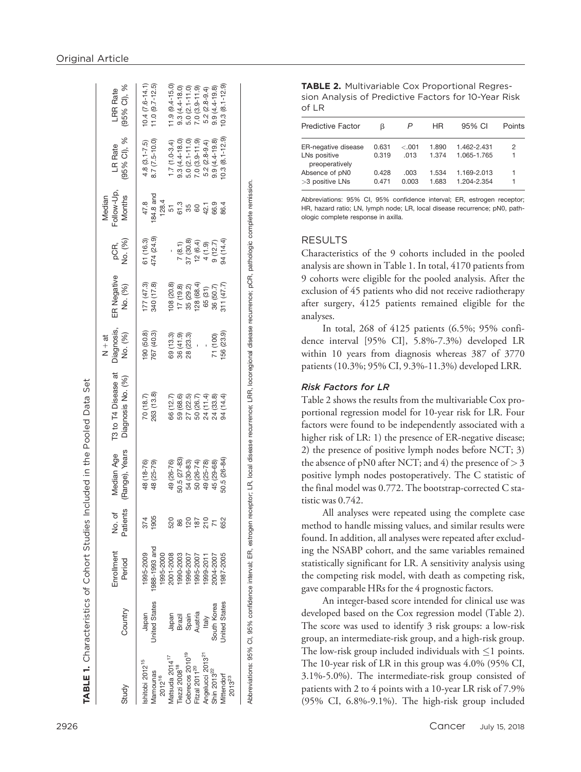## Original Article

**TABLE 1.** Characteristics of Cohort Studies Included in the Pooled Data Set

| Study | Country | Enrollment Period | No. of Patients | Median Age (Range), Years | T3 to T4 Disease at Diagnosis No. (%) | N + at Diagnosis, No. (%) | ER Negative No. (%) | pCR, No. (%) | Median Follow-Up, Months | LR Rate (95% CI), % | LRR Rate (95% CI), % |
|---|---|---|---|---|---|---|---|---|---|---|---|
| Ishitobi 2012[15] | Japan | 1995-2009 | 374 | 48 (18-76) | 70 (18.7) | 190 (50.8) | 177 (47.3) | 61 (16.3) | 47.8 | 4.8 (3.1-7.5) | 10.4 (7.6-14.1) |
| Mamounas 2012[16] | United States | 1988-1993 and 1995-2000 | 1905 | 48 (25-79) | 263 (13.8) | 767 (40.3) | 340 (17.8) | 474 (24.9) | 184.8 and 128.4 | 8.7 (7.5-10.0) | 11.0 (9.7-12.5) |
| Matsuda 2014[17] | Japan | 2001-2008 | 520 | 49 (26-76) | 66 (12.7) | 69 (13.3) | 108 (20.8) | - | 51 | 1.7 (1.0-3.4) | 11.9 (9.4-15.0) |
| Tiezzi 2008[18] | Brazil | 1990-2003 | 86 | 50.5 (27-83) | 59 (68.6) | 36 (41.9) | 17 (19.8) | 7 (8.1) | 61.3 | 9.3 (4.4-18.0) | 9.3 (4.4-18.0) |
| Cebrecos 2010[19] | Spain | 1996-2007 | 120 | 54 (30-83) | 27 (22.5) | 28 (23.3) | 35 (29.2) | 37 (30.8) | 35 | 5.0 (2.1-11.0) | 5.0 (2.1-11.0) |
| Fitzal 2011[20] | Austria | 1995-2007 | 187 | 50 (26-74) | 50 (26.7) | - | 128 (68.4) | 12 (6.4) | 60 | 7.0 (3.9-11.9) | 7.0 (3.9-11.9) |
| Angelucci 2013[21] | Italy | 1999-2011 | 210 | 49 (25-78) | 24 (11.4) | - | 65 (31) | 4 (1.9) | 42.1 | 5.2 (2.8-9.4) | 5.2 (2.8-9.4) |
| Shin 2013[22] | South Korea | 2004-2007 | 71 | 45 (29-68) | 24 (33.8) | 71 (100) | 36 (50.7) | 9 (12.7) | 66.9 | 9.9 (4.4-19.8) | 9.9 (4.4-19.8) |
| Mittendorf 2013[23] | United States | 1987-2005 | 652 | 50.5 (26-84) | 94 (14.4) | 156 (23.9) | 311 (47.7) | 94 (14.4) | 86.4 | 10.3 (8.1-12.9) | 10.3 (8.1-12.9) |

Abbreviations: 95% CI, 95% confidence interval; ER, estrogen receptor; LR, local disease recurrence; LRR, locoregional disease recurrence; pCR, pathologic complete remission.

**TABLE 2.** Multivariable Cox Proportional Regression Analysis of Predictive Factors for 10-Year Risk of LR

| Predictive Factor | β | P | HR | 95% CI | Points |
|---|---|---|---|---|---|
| ER-negative disease | 0.631 | <.001 | 1.890 | 1.462-2.431 | 2 |
| LNs positive preoperatively | 0.319 | .013 | 1.374 | 1.065-1.765 | 1 |
| Absence of pN0 | 0.428 | .003 | 1.534 | 1.169-2.013 | 1 |
| >3 positive LNs | 0.471 | 0.003 | 1.683 | 1.204-2.354 | 1 |

Abbreviations: 95% CI, 95% confidence interval; ER, estrogen receptor; HR, hazard ratio; LN, lymph node; LR, local disease recurrence; pN0, pathologic complete response in axilla.

## RESULTS

Characteristics of the 9 cohorts included in the pooled analysis are shown in Table 1. In total, 4170 patients from 9 cohorts were eligible for the pooled analysis. After the exclusion of 45 patients who did not receive radiotherapy after surgery, 4125 patients remained eligible for the analyses.

In total, 268 of 4125 patients (6.5%; 95% confidence interval [95% CI], 5.8%-7.3%) developed LR within 10 years from diagnosis whereas 387 of 3770 patients (10.3%; 95% CI, 9.3%-11.3%) developed LRR.

### *Risk Factors for LR*

Table 2 shows the results from the multivariable Cox proportional regression model for 10-year risk for LR. Four factors were found to be independently associated with a higher risk of LR: 1) the presence of ER-negative disease; 2) the presence of positive lymph nodes before NCT; 3) the absence of pN0 after NCT; and 4) the presence of $> 3$ positive lymph nodes postoperatively. The C statistic of the final model was 0.772. The bootstrap-corrected C statistic was 0.742.

All analyses were repeated using the complete case method to handle missing values, and similar results were found. In addition, all analyses were repeated after excluding the NSABP cohort, and the same variables remained statistically significant for LR. A sensitivity analysis using the competing risk model, with death as competing risk, gave comparable HRs for the 4 prognostic factors.

An integer-based score intended for clinical use was developed based on the Cox regression model (Table 2). The score was used to identify 3 risk groups: a low-risk group, an intermediate-risk group, and a high-risk group. The low-risk group included individuals with $\leq 1$ points. The 10-year risk of LR in this group was 4.0% (95% CI, 3.1%-5.0%). The intermediate-risk group consisted of patients with 2 to 4 points with a 10-year LR risk of 7.9% (95% CI, 6.8%-9.1%). The high-risk group included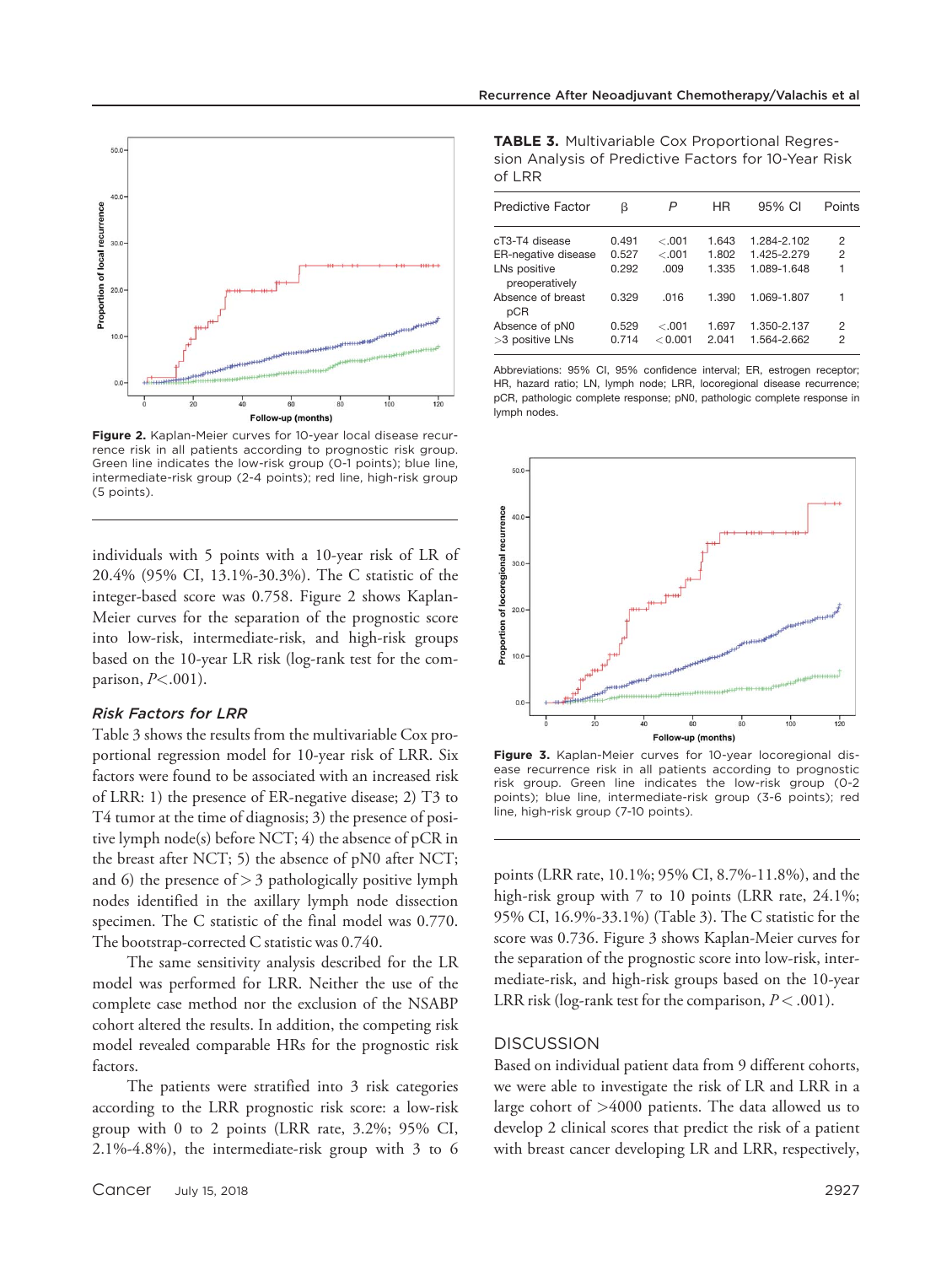Figure 2. Kaplan-Meier curves for 10-year local disease recurrence risk in all patients according to prognostic risk group. Green line indicates the low-risk group (0-1 points); blue line, intermediate-risk group (2-4 points); red line, high-risk group (5 points).

individuals with 5 points with a 10-year risk of LR of 20.4% (95% CI, 13.1%-30.3%). The C statistic of the integer-based score was 0.758. Figure 2 shows Kaplan-Meier curves for the separation of the prognostic score into low-risk, intermediate-risk, and high-risk groups based on the 10-year LR risk (log-rank test for the comparison, $P<.001$).

### *Risk Factors for LRR*

Table 3 shows the results from the multivariable Cox proportional regression model for 10-year risk of LRR. Six factors were found to be associated with an increased risk of LRR: 1) the presence of ER-negative disease; 2) T3 to T4 tumor at the time of diagnosis; 3) the presence of positive lymph node(s) before NCT; 4) the absence of pCR in the breast after NCT; 5) the absence of pN0 after NCT; and 6) the presence of $>3$ pathologically positive lymph nodes identified in the axillary lymph node dissection specimen. The C statistic of the final model was 0.770. The bootstrap-corrected C statistic was 0.740.

The same sensitivity analysis described for the LR model was performed for LRR. Neither the use of the complete case method nor the exclusion of the NSABP cohort altered the results. In addition, the competing risk model revealed comparable HRs for the prognostic risk factors.

The patients were stratified into 3 risk categories according to the LRR prognostic risk score: a low-risk group with 0 to 2 points (LRR rate, 3.2%; 95% CI, 2.1%-4.8%), the intermediate-risk group with 3 to 6 points (LRR rate, 10.1%; 95% CI, 8.7%-11.8%), and the high-risk group with 7 to 10 points (LRR rate, 24.1%; 95% CI, 16.9%-33.1%) (Table 3). The C statistic for the score was 0.736. Figure 3 shows Kaplan-Meier curves for the separation of the prognostic score into low-risk, intermediate-risk, and high-risk groups based on the 10-year LRR risk (log-rank test for the comparison, $P<.001$).

**TABLE 3.** Multivariable Cox Proportional Regression Analysis of Predictive Factors for 10-Year Risk of LRR

| Predictive Factor | β | P | HR | 95% CI | Points |
|---|---|---|---|---|---|
| cT3-T4 disease | 0.491 | <.001 | 1.643 | 1.284-2.102 | 2 |
| ER-negative disease | 0.527 | <.001 | 1.802 | 1.425-2.279 | 2 |
| LNs positive preoperatively | 0.292 | .009 | 1.335 | 1.089-1.648 | 1 |
| Absence of breast pCR | 0.329 | .016 | 1.390 | 1.069-1.807 | 1 |
| Absence of pN0 | 0.529 | <.001 | 1.697 | 1.350-2.137 | 2 |
| >3 positive LNs | 0.714 | <0.001 | 2.041 | 1.564-2.662 | 2 |

Abbreviations: 95% CI, 95% confidence interval; ER, estrogen receptor; HR, hazard ratio; LN, lymph node; LRR, locoregional disease recurrence; pCR, pathologic complete response; pN0, pathologic complete response in lymph nodes.

Figure 3. Kaplan-Meier curves for 10-year locoregional disease recurrence risk in all patients according to prognostic risk group. Green line indicates the low-risk group (0-2 points); blue line, intermediate-risk group (3-6 points); red line, high-risk group (7-10 points).

## DISCUSSION

Based on individual patient data from 9 different cohorts, we were able to investigate the risk of LR and LRR in a large cohort of >4000 patients. The data allowed us to develop 2 clinical scores that predict the risk of a patient with breast cancer developing LR and LRR, respectively,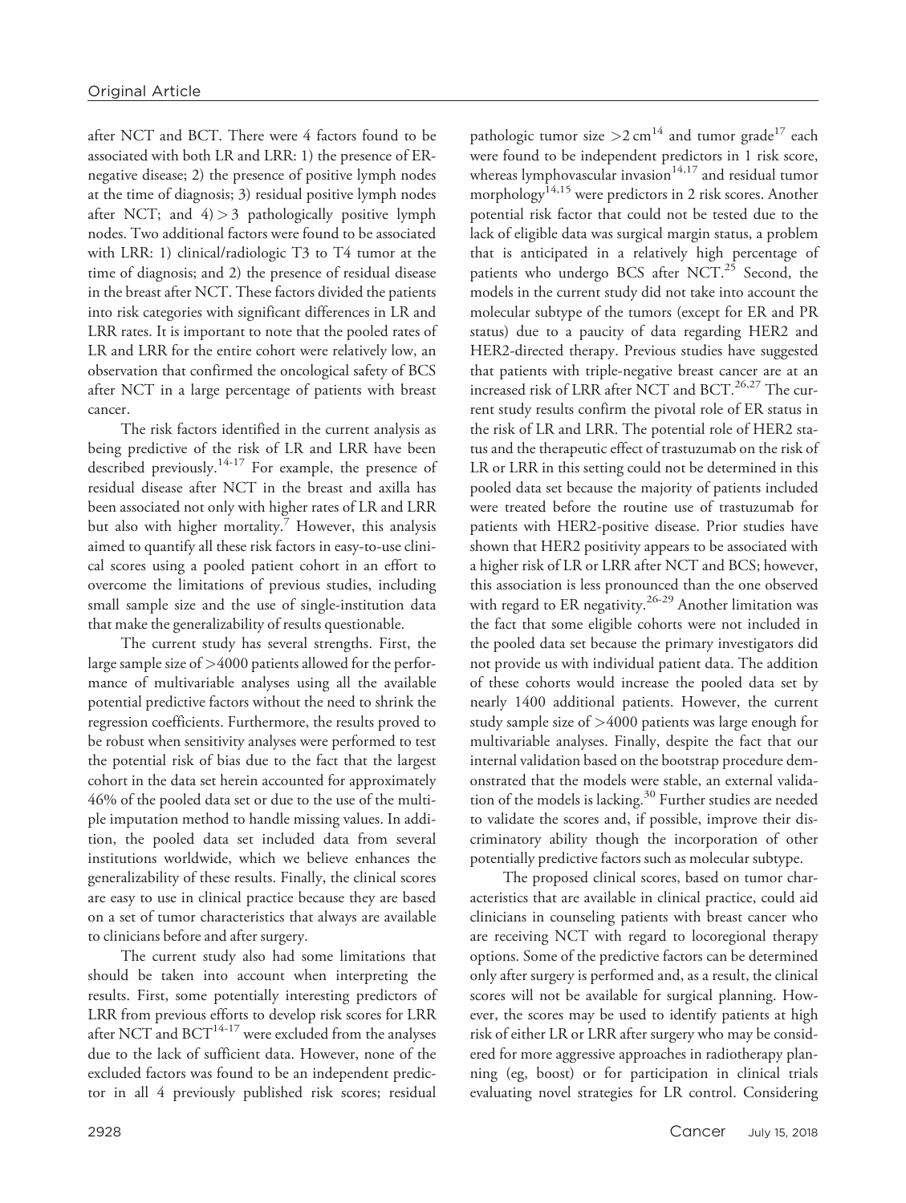after NCT and BCT. There were 4 factors found to be associated with both LR and LRR: 1) the presence of ER-negative disease; 2) the presence of positive lymph nodes at the time of diagnosis; 3) residual positive lymph nodes after NCT; and 4) > 3 pathologically positive lymph nodes. Two additional factors were found to be associated with LRR: 1) clinical/radiologic T3 to T4 tumor at the time of diagnosis; and 2) the presence of residual disease in the breast after NCT. These factors divided the patients into risk categories with significant differences in LR and LRR rates. It is important to note that the pooled rates of LR and LRR for the entire cohort were relatively low, an observation that confirmed the oncological safety of BCS after NCT in a large percentage of patients with breast cancer.

The risk factors identified in the current analysis as being predictive of the risk of LR and LRR have been described previously.[14-17] For example, the presence of residual disease after NCT in the breast and axilla has been associated not only with higher rates of LR and LRR but also with higher mortality.[7] However, this analysis aimed to quantify all these risk factors in easy-to-use clinical scores using a pooled patient cohort in an effort to overcome the limitations of previous studies, including small sample size and the use of single-institution data that make the generalizability of results questionable.

The current study has several strengths. First, the large sample size of >4000 patients allowed for the performance of multivariable analyses using all the available potential predictive factors without the need to shrink the regression coefficients. Furthermore, the results proved to be robust when sensitivity analyses were performed to test the potential risk of bias due to the fact that the largest cohort in the data set herein accounted for approximately 46% of the pooled data set or due to the use of the multiple imputation method to handle missing values. In addition, the pooled data set included data from several institutions worldwide, which we believe enhances the generalizability of these results. Finally, the clinical scores are easy to use in clinical practice because they are based on a set of tumor characteristics that always are available to clinicians before and after surgery.

The current study also had some limitations that should be taken into account when interpreting the results. First, some potentially interesting predictors of LRR from previous efforts to develop risk scores for LRR after NCT and BCT[14-17] were excluded from the analyses due to the lack of sufficient data. However, none of the excluded factors was found to be an independent predictor in all 4 previously published risk scores; residual pathologic tumor size >2 cm[14] and tumor grade[17] each were found to be independent predictors in 1 risk score, whereas lymphovascular invasion[14,17] and residual tumor morphology[14,15] were predictors in 2 risk scores. Another potential risk factor that could not be tested due to the lack of eligible data was surgical margin status, a problem that is anticipated in a relatively high percentage of patients who undergo BCS after NCT.[25] Second, the models in the current study did not take into account the molecular subtype of the tumors (except for ER and PR status) due to a paucity of data regarding HER2 and HER2-directed therapy. Previous studies have suggested that patients with triple-negative breast cancer are at an increased risk of LRR after NCT and BCT.[26,27] The current study results confirm the pivotal role of ER status in the risk of LR and LRR. The potential role of HER2 status and the therapeutic effect of trastuzumab on the risk of LR or LRR in this setting could not be determined in this pooled data set because the majority of patients included were treated before the routine use of trastuzumab for patients with HER2-positive disease. Prior studies have shown that HER2 positivity appears to be associated with a higher risk of LR or LRR after NCT and BCS; however, this association is less pronounced than the one observed with regard to ER negativity.[26-29] Another limitation was the fact that some eligible cohorts were not included in the pooled data set because the primary investigators did not provide us with individual patient data. The addition of these cohorts would increase the pooled data set by nearly 1400 additional patients. However, the current study sample size of >4000 patients was large enough for multivariable analyses. Finally, despite the fact that our internal validation based on the bootstrap procedure demonstrated that the models were stable, an external validation of the models is lacking.[30] Further studies are needed to validate the scores and, if possible, improve their discriminatory ability though the incorporation of other potentially predictive factors such as molecular subtype.

The proposed clinical scores, based on tumor characteristics that are available in clinical practice, could aid clinicians in counseling patients with breast cancer who are receiving NCT with regard to locoregional therapy options. Some of the predictive factors can be determined only after surgery is performed and, as a result, the clinical scores will not be available for surgical planning. However, the scores may be used to identify patients at high risk of either LR or LRR after surgery who may be considered for more aggressive approaches in radiotherapy planning (eg, boost) or for participation in clinical trials evaluating novel strategies for LR control. Considering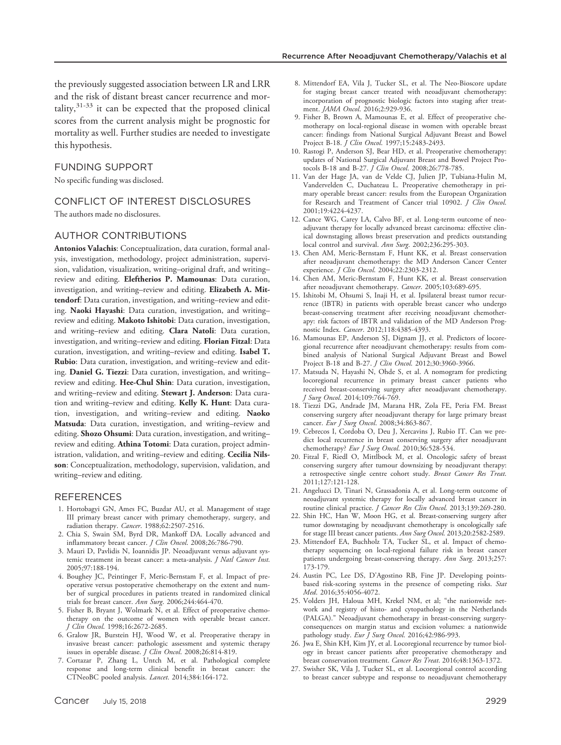the previously suggested association between LR and LRR and the risk of distant breast cancer recurrence and mortality,[31-33] it can be expected that the proposed clinical scores from the current analysis might be prognostic for mortality as well. Further studies are needed to investigate this hypothesis.

## FUNDING SUPPORT

No specific funding was disclosed.

## CONFLICT OF INTEREST DISCLOSURES

The authors made no disclosures.

## AUTHOR CONTRIBUTIONS

**Antonios Valachis**: Conceptualization, data curation, formal analysis, investigation, methodology, project administration, supervision, validation, visualization, writing–original draft, and writing–review and editing. **Eleftherios P. Mamounas**: Data curation, investigation, and writing–review and editing. **Elizabeth A. Mittendorf**: Data curation, investigation, and writing–review and editing. **Naoki Hayashi**: Data curation, investigation, and writing–review and editing. **Makoto Ishitobi**: Data curation, investigation, and writing–review and editing. **Clara Natoli**: Data curation, investigation, and writing–review and editing. **Florian Fitzal**: Data curation, investigation, and writing–review and editing. **Isabel T. Rubio**: Data curation, investigation, and writing–review and editing. **Daniel G. Tiezzi**: Data curation, investigation, and writing–review and editing. **Hee-Chul Shin**: Data curation, investigation, and writing–review and editing. **Stewart J. Anderson**: Data curation and writing–review and editing. **Kelly K. Hunt**: Data curation, investigation, and writing–review and editing. **Naoko Matsuda**: Data curation, investigation, and writing–review and editing. **Shozo Ohsumi**: Data curation, investigation, and writing–review and editing. **Athina Totomi**: Data curation, project administration, validation, and writing–review and editing. **Cecilia Nilsson**: Conceptualization, methodology, supervision, validation, and writing–review and editing.

## REFERENCES

1. Hortobagyi GN, Ames FC, Buzdar AU, et al. Management of stage III primary breast cancer with primary chemotherapy, surgery, and radiation therapy. *Cancer*. 1988;62:2507-2516.
2. Chia S, Swain SM, Byrd DR, Mankoff DA. Locally advanced and inflammatory breast cancer. *J Clin Oncol*. 2008;26:786-790.
3. Mauri D, Pavlidis N, Ioannidis JP. Neoadjuvant versus adjuvant systemic treatment in breast cancer: a meta-analysis. *J Natl Cancer Inst*. 2005;97:188-194.
4. Boughey JC, Peintinger F, Meric-Bernstam F, et al. Impact of preoperative versus postoperative chemotherapy on the extent and number of surgical procedures in patients treated in randomized clinical trials for breast cancer. *Ann Surg*. 2006;244:464-470.
5. Fisher B, Bryant J, Wolmark N, et al. Effect of preoperative chemotherapy on the outcome of women with operable breast cancer. *J Clin Oncol*. 1998;16:2672-2685.
6. Gralow JR, Burstein HJ, Wood W, et al. Preoperative therapy in invasive breast cancer: pathologic assessment and systemic therapy issues in operable disease. *J Clin Oncol*. 2008;26:814-819.
7. Cortazar P, Zhang L, Untch M, et al. Pathological complete response and long-term clinical benefit in breast cancer: the CTNeoBC pooled analysis. *Lancet*. 2014;384:164-172.
8. Mittendorf EA, Vila J, Tucker SL, et al. The Neo-Bioscore update for staging breast cancer treated with neoadjuvant chemotherapy: incorporation of prognostic biologic factors into staging after treatment. *JAMA Oncol*. 2016;2:929-936.
9. Fisher B, Brown A, Mamounas E, et al. Effect of preoperative chemotherapy on local-regional disease in women with operable breast cancer: findings from National Surgical Adjuvant Breast and Bowel Project B-18. *J Clin Oncol*. 1997;15:2483-2493.
10. Rastogi P, Anderson SJ, Bear HD, et al. Preoperative chemotherapy: updates of National Surgical Adjuvant Breast and Bowel Project Protocols B-18 and B-27. *J Clin Oncol*. 2008;26:778-785.
11. Van der Hage JA, van de Velde CJ, Julien JP, Tubiana-Hulin M, Vandervelden C, Duchateau L. Preoperative chemotherapy in primary operable breast cancer: results from the European Organization for Research and Treatment of Cancer trial 10902. *J Clin Oncol*. 2001;19:4224-4237.
12. Cance WG, Carey LA, Calvo BF, et al. Long-term outcome of neoadjuvant therapy for locally advanced breast carcinoma: effective clinical downstaging allows breast preservation and predicts outstanding local control and survival. *Ann Surg*. 2002;236:295-303.
13. Chen AM, Meric-Bernstam F, Hunt KK, et al. Breast conservation after neoadjuvant chemotherapy: the MD Anderson Cancer Center experience. *J Clin Oncol*. 2004;22:2303-2312.
14. Chen AM, Meric-Bernstam F, Hunt KK, et al. Breast conservation after neoadjuvant chemotherapy. *Cancer*. 2005;103:689-695.
15. Ishitobi M, Ohsumi S, Inaji H, et al. Ipsilateral breast tumor recurrence (IBTR) in patients with operable breast cancer who undergo breast-conserving treatment after receiving neoadjuvant chemotherapy: risk factors of IBTR and validation of the MD Anderson Prognostic Index. *Cancer*. 2012;118:4385-4393.
16. Mamounas EP, Anderson SJ, Dignam JJ, et al. Predictors of locoregional recurrence after neoadjuvant chemotherapy: results from combined analysis of National Surgical Adjuvant Breast and Bowel Project B-18 and B-27. *J Clin Oncol*. 2012;30:3960-3966.
17. Matsuda N, Hayashi N, Ohde S, et al. A nomogram for predicting locoregional recurrence in primary breast cancer patients who received breast-conserving surgery after neoadjuvant chemotherapy. *J Surg Oncol*. 2014;109:764-769.
18. Tiezzi DG, Andrade JM, Marana HR, Zola FE, Peria FM. Breast conserving surgery after neoadjuvant therapy for large primary breast cancer. *Eur J Surg Oncol*. 2008;34:863-867.
19. Cebrecos I, Cordoba O, Deu J, Xercavins J, Rubio IT. Can we predict local recurrence in breast conserving surgery after neoadjuvant chemotherapy? *Eur J Surg Oncol*. 2010;36:528-534.
20. Fitzal F, Riedl O, Mittlbock M, et al. Oncologic safety of breast conserving surgery after tumour downsizing by neoadjuvant therapy: a retrospective single centre cohort study. *Breast Cancer Res Treat*. 2011;127:121-128.
21. Angelucci D, Tinari N, Grassadonia A, et al. Long-term outcome of neoadjuvant systemic therapy for locally advanced breast cancer in routine clinical practice. *J Cancer Res Clin Oncol*. 2013;139:269-280.
22. Shin HC, Han W, Moon HG, et al. Breast-conserving surgery after tumor downstaging by neoadjuvant chemotherapy is oncologically safe for stage III breast cancer patients. *Ann Surg Oncol*. 2013;20:2582-2589.
23. Mittendorf EA, Buchholz TA, Tucker SL, et al. Impact of chemotherapy sequencing on local-regional failure risk in breast cancer patients undergoing breast-conserving therapy. *Ann Surg*. 2013;257:173-179.
24. Austin PC, Lee DS, D'Agostino RB, Fine JP. Developing points-based risk-scoring systems in the presence of competing risks. *Stat Med*. 2016;35:4056-4072.
25. Volders JH, Haloua MH, Krekel NM, et al; "the nationwide network and registry of histo- and cytopathology in the Netherlands (PALGA)." Neoadjuvant chemotherapy in breast-conserving surgery-consequences on margin status and excision volumes: a nationwide pathology study. *Eur J Surg Oncol*. 2016;42:986-993.
26. Jwa E, Shin KH, Kim JY, et al. Locoregional recurrence by tumor biology in breast cancer patients after preoperative chemotherapy and breast conservation treatment. *Cancer Res Treat*. 2016;48:1363-1372.
27. Swisher SK, Vila J, Tucker SL, et al. Locoregional control according to breast cancer subtype and response to neoadjuvant chemotherapy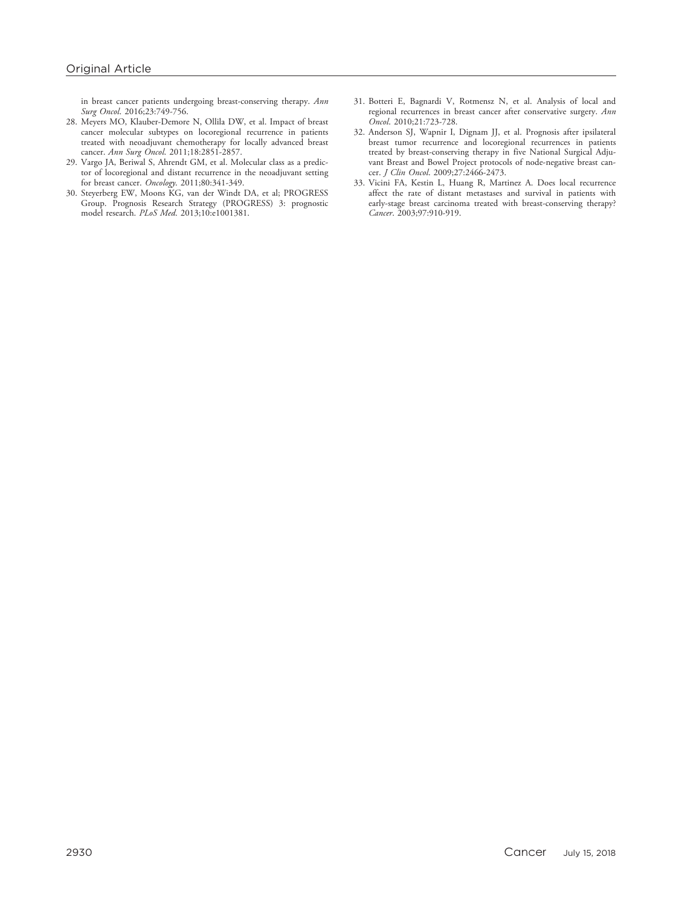in breast cancer patients undergoing breast-conserving therapy. *Ann Surg Oncol*. 2016;23:749-756.

28. Meyers MO, Klauber-Demore N, Ollila DW, et al. Impact of breast cancer molecular subtypes on locoregional recurrence in patients treated with neoadjuvant chemotherapy for locally advanced breast cancer. *Ann Surg Oncol*. 2011;18:2851-2857.
29. Vargo JA, Beriwal S, Ahrendt GM, et al. Molecular class as a predictor of locoregional and distant recurrence in the neoadjuvant setting for breast cancer. *Oncology*. 2011;80:341-349.
30. Steyerberg EW, Moons KG, van der Windt DA, et al; PROGRESS Group. Prognosis Research Strategy (PROGRESS) 3: prognostic model research. *PLoS Med*. 2013;10:e1001381.
31. Botteri E, Bagnardi V, Rotmensz N, et al. Analysis of local and regional recurrences in breast cancer after conservative surgery. *Ann Oncol*. 2010;21:723-728.
32. Anderson SJ, Wapnir I, Dignam JJ, et al. Prognosis after ipsilateral breast tumor recurrence and locoregional recurrences in patients treated by breast-conserving therapy in five National Surgical Adjuvant Breast and Bowel Project protocols of node-negative breast cancer. *J Clin Oncol*. 2009;27:2466-2473.
33. Vicini FA, Kestin L, Huang R, Martinez A. Does local recurrence affect the rate of distant metastases and survival in patients with early-stage breast carcinoma treated with breast-conserving therapy? *Cancer*. 2003;97:910-919.